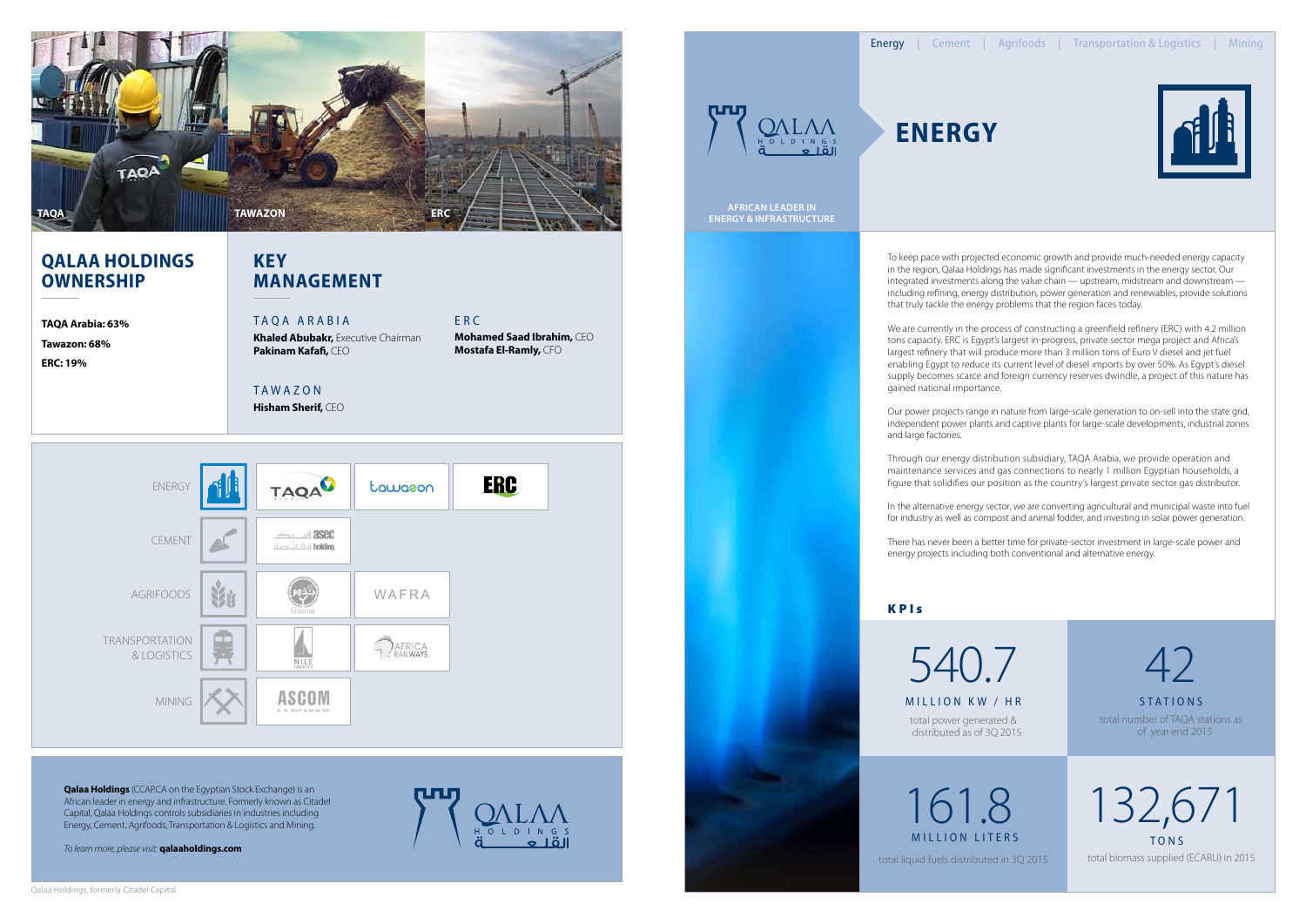TAQA

TAWAZON

ERC

## QALAA HOLDINGS OWNERSHIP

**TAQA Arabia: 63%**

**Tawazon: 68%**

**ERC: 19%**

## KEY MANAGEMENT

TAQA ARABIA

**Khaled Abubakr,** Executive Chairman
**Pakinam Kafafi,** CEO

ERC

**Mohamed Saad Ibrahim,** CEO
**Mostafa El-Ramly,** CFO

TAWAZON

**Hisham Sherif,** CEO

ENERGY — TAQA, tawazon, ERC

CEMENT — asec holding

AGRIFOODS — Gozour, WAFRA

TRANSPORTATION & LOGISTICS — NILE LOGISTICS, AFRICA RAILWAYS

MINING — ASCOM

**Qalaa Holdings** (CCAP.CA on the Egyptian Stock Exchange) is an African leader in energy and infrastructure. Formerly known as Citadel Capital, Qalaa Holdings controls subsidiaries in industries including Energy, Cement, Agrifoods, Transportation & Logistics and Mining.

*To learn more, please visit:* **qalaaholdings.com**

Qalaa Holdings, formerly Citadel Capital

Energy | Cement | Agrifoods | Transportation & Logistics | Mining

QALAA HOLDINGS

AFRICAN LEADER IN ENERGY & INFRASTRUCTURE

# ENERGY

To keep pace with projected economic growth and provide much-needed energy capacity in the region, Qalaa Holdings has made significant investments in the energy sector. Our integrated investments along the value chain — upstream, midstream and downstream — including refining, energy distribution, power generation and renewables, provide solutions that truly tackle the energy problems that the region faces today.

We are currently in the process of constructing a greenfield refinery (ERC) with 4.2 million tons capacity. ERC is Egypt's largest in-progress, private sector mega project and Africa's largest refinery that will produce more than 3 million tons of Euro V diesel and jet fuel enabling Egypt to reduce its current level of diesel imports by over 50%. As Egypt's diesel supply becomes scarce and foreign currency reserves dwindle, a project of this nature has gained national importance.

Our power projects range in nature from large-scale generation to on-sell into the state grid, independent power plants and captive plants for large-scale developments, industrial zones and large factories.

Through our energy distribution subsidiary, TAQA Arabia, we provide operation and maintenance services and gas connections to nearly 1 million Egyptian households, a figure that solidifies our position as the country's largest private sector gas distributor.

In the alternative energy sector, we are converting agricultural and municipal waste into fuel for industry as well as compost and animal fodder, and investing in solar power generation.

There has never been a better time for private-sector investment in large-scale power and energy projects including both conventional and alternative energy.

### KPIs

**540.7**
MILLION KW / HR
total power generated & distributed as of 3Q 2015

**42**
STATIONS
total number of TAQA stations as of year end 2015

**161.8**
MILLION LITERS
total liquid fuels distributed in 3Q 2015

**132,671**
TONS
total biomass supplied (ECARU) in 2015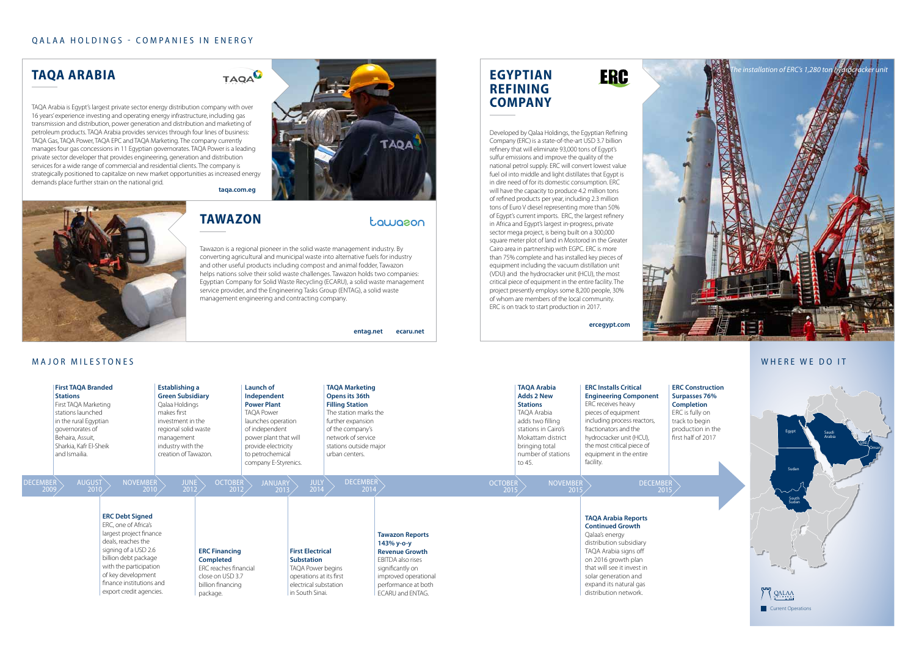QALAA HOLDINGS - COMPANIES IN ENERGY

## TAQA ARABIA

TAQA Arabia is Egypt's largest private sector energy distribution company with over 16 years' experience investing and operating energy infrastructure, including gas transmission and distribution, power generation and distribution and marketing of petroleum products. TAQA Arabia provides services through four lines of business: TAQA Gas, TAQA Power, TAQA EPC and TAQA Marketing. The company currently manages four gas concessions in 11 Egyptian governorates. TAQA Power is a leading private sector developer that provides engineering, generation and distribution services for a wide range of commercial and residential clients. The company is strategically positioned to capitalize on new market opportunities as increased energy demands place further strain on the national grid.

**taqa.com.eg**

## TAWAZON

Tawazon is a regional pioneer in the solid waste management industry. By converting agricultural and municipal waste into alternative fuels for industry and other useful products including compost and animal fodder, Tawazon helps nations solve their solid waste challenges. Tawazon holds two companies: Egyptian Company for Solid Waste Recycling (ECARU), a solid waste management service provider, and the Engineering Tasks Group (ENTAG), a solid waste management engineering and contracting company.

**entag.net** **ecaru.net**

## EGYPTIAN REFINING COMPANY

Developed by Qalaa Holdings, the Egyptian Refining Company (ERC) is a state-of-the-art USD 3.7 billion refinery that will eliminate 93,000 tons of Egypt's sulfur emissions and improve the quality of the national petrol supply. ERC will convert lowest value fuel oil into middle and light distillates that Egypt is in dire need of for its domestic consumption. ERC will have the capacity to produce 4.2 million tons of refined products per year, including 2.3 million tons of Euro V diesel representing more than 50% of Egypt's current imports. ERC, the largest refinery in Africa and Egypt's largest in-progress, private sector mega project, is being built on a 300,000 square meter plot of land in Mostorod in the Greater Cairo area in partnership with EGPC. ERC is more than 75% complete and has installed key pieces of equipment including the vacuum distillation unit (VDU) and the hydrocracker unit (HCU), the most critical piece of equipment in the entire facility. The project presently employs some 8,200 people, 30% of whom are members of the local community. ERC is on track to start production in 2017.

**ercegypt.com**

*The installation of ERC's 1,280 ton hydrocracker unit*

## MAJOR MILESTONES

**DECEMBER 2009 — First TAQA Branded Stations**
First TAQA Marketing stations launched in the rural Egyptian governorates of Behaira, Assuit, Sharkia, Kafr El-Sheik and Ismailia.

**AUGUST 2010 — ERC Debt Signed**
ERC, one of Africa's largest project finance deals, reaches the signing of a USD 2.6 billion debt package with the participation of key development finance institutions and export credit agencies.

**NOVEMBER 2010 — Establishing a Green Subsidiary**
Qalaa Holdings makes first investment in the regional solid waste management industry with the creation of Tawazon.

**JUNE 2012 — ERC Financing Completed**
ERC reaches financial close on USD 3.7 billion financing package.

**OCTOBER 2012 — Launch of Independent Power Plant**
TAQA Power launches operation of independent power plant that will provide electricity to petrochemical company E-Styrenics.

**JANUARY 2013 — First Electrical Substation**
TAQA Power begins operations at its first electrical substation in South Sinai.

**JULY 2014 — TAQA Marketing Opens its 36th Filling Station**
The station marks the further expansion of the company's network of service stations outside major urban centers.

**DECEMBER 2014 — Tawazon Reports 143% y-o-y Revenue Growth**
EBITDA also rises significantly on improved operational performance at both ECARU and ENTAG.

**OCTOBER 2015 — TAQA Arabia Adds 2 New Stations**
TAQA Arabia adds two filling stations in Cairo's Mokattam district bringing total number of stations to 45.

**NOVEMBER 2015 — ERC Installs Critical Engineering Component**
ERC receives heavy pieces of equipment including process reactors, fractionators and the hydrocracker unit (HCU), the most critical piece of equipment in the entire facility.

**NOVEMBER 2015 — TAQA Arabia Reports Continued Growth**
Qalaa's energy distribution subsidiary TAQA Arabia signs off on 2016 growth plan that will see it invest in solar generation and expand its natural gas distribution network.

**DECEMBER 2015 — ERC Construction Surpasses 76% Completion**
ERC is fully on track to begin production in the first half of 2017.

## WHERE WE DO IT

Egypt
Saudi Arabia
UAE
Oman
Sudan
South Sudan

Current Operations